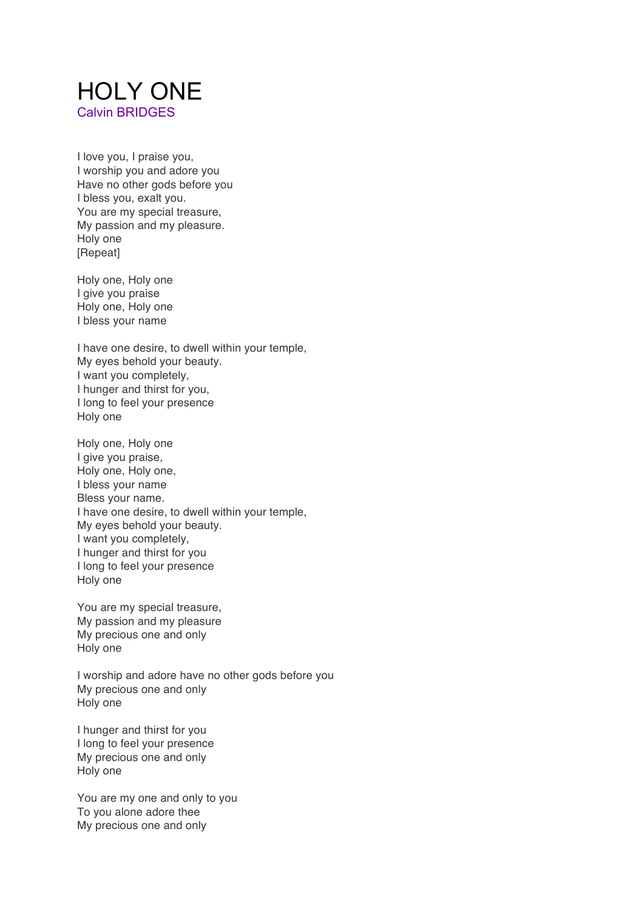# HOLY ONE

Calvin BRIDGES

I love you, I praise you,
I worship you and adore you
Have no other gods before you
I bless you, exalt you.
You are my special treasure,
My passion and my pleasure.
Holy one
[Repeat]

Holy one, Holy one
I give you praise
Holy one, Holy one
I bless your name

I have one desire, to dwell within your temple,
My eyes behold your beauty.
I want you completely,
I hunger and thirst for you,
I long to feel your presence
Holy one

Holy one, Holy one
I give you praise,
Holy one, Holy one,
I bless your name
Bless your name.
I have one desire, to dwell within your temple,
My eyes behold your beauty.
I want you completely,
I hunger and thirst for you
I long to feel your presence
Holy one

You are my special treasure,
My passion and my pleasure
My precious one and only
Holy one

I worship and adore have no other gods before you
My precious one and only
Holy one

I hunger and thirst for you
I long to feel your presence
My precious one and only
Holy one

You are my one and only to you
To you alone adore thee
My precious one and only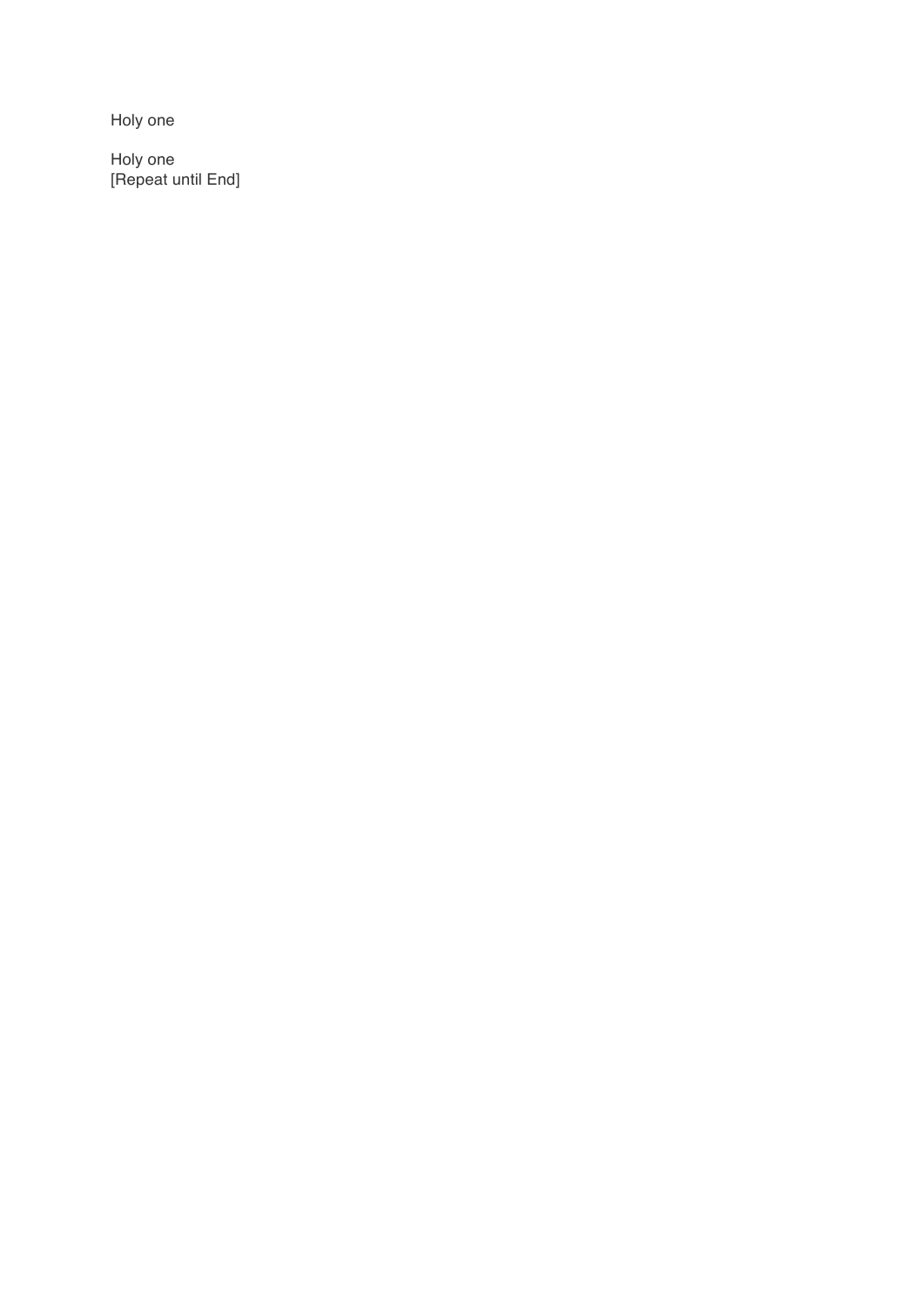Holy one

Holy one
[Repeat until End]